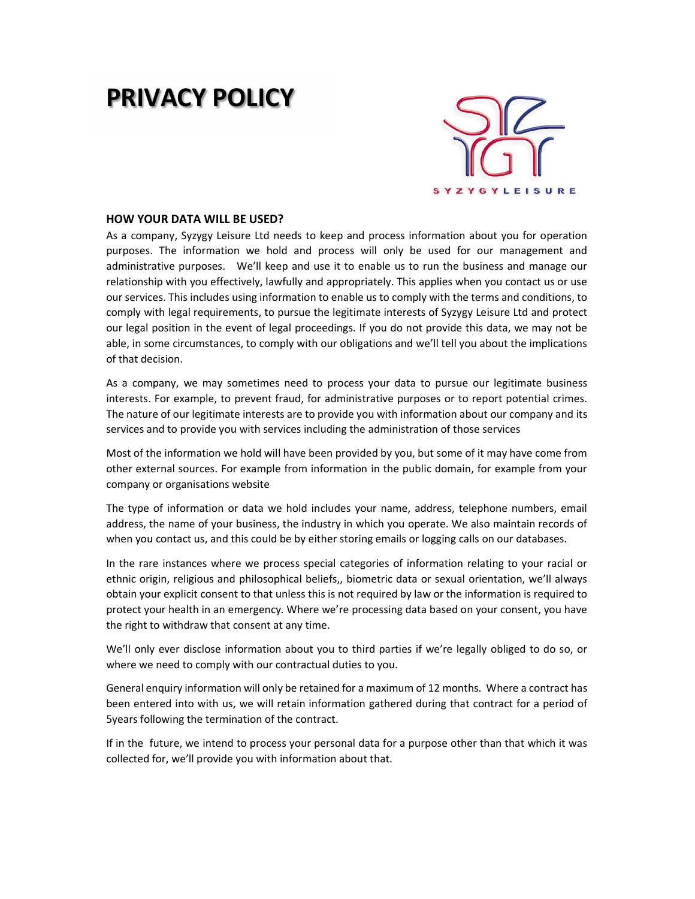# PRIVACY POLICY

## HOW YOUR DATA WILL BE USED?

As a company, Syzygy Leisure Ltd needs to keep and process information about you for operation purposes. The information we hold and process will only be used for our management and administrative purposes. We'll keep and use it to enable us to run the business and manage our relationship with you effectively, lawfully and appropriately. This applies when you contact us or use our services. This includes using information to enable us to comply with the terms and conditions, to comply with legal requirements, to pursue the legitimate interests of Syzygy Leisure Ltd and protect our legal position in the event of legal proceedings. If you do not provide this data, we may not be able, in some circumstances, to comply with our obligations and we'll tell you about the implications of that decision.

As a company, we may sometimes need to process your data to pursue our legitimate business interests. For example, to prevent fraud, for administrative purposes or to report potential crimes. The nature of our legitimate interests are to provide you with information about our company and its services and to provide you with services including the administration of those services

Most of the information we hold will have been provided by you, but some of it may have come from other external sources. For example from information in the public domain, for example from your company or organisations website

The type of information or data we hold includes your name, address, telephone numbers, email address, the name of your business, the industry in which you operate. We also maintain records of when you contact us, and this could be by either storing emails or logging calls on our databases.

In the rare instances where we process special categories of information relating to your racial or ethnic origin, religious and philosophical beliefs,, biometric data or sexual orientation, we'll always obtain your explicit consent to that unless this is not required by law or the information is required to protect your health in an emergency. Where we're processing data based on your consent, you have the right to withdraw that consent at any time.

We'll only ever disclose information about you to third parties if we're legally obliged to do so, or where we need to comply with our contractual duties to you.

General enquiry information will only be retained for a maximum of 12 months. Where a contract has been entered into with us, we will retain information gathered during that contract for a period of 5years following the termination of the contract.

If in the future, we intend to process your personal data for a purpose other than that which it was collected for, we'll provide you with information about that.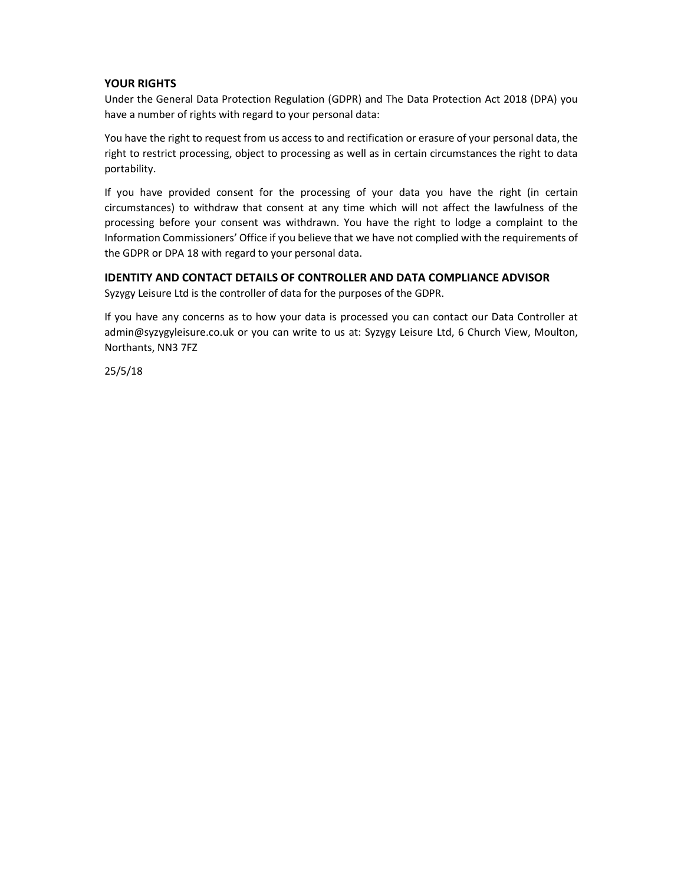## YOUR RIGHTS

Under the General Data Protection Regulation (GDPR) and The Data Protection Act 2018 (DPA) you have a number of rights with regard to your personal data:

You have the right to request from us access to and rectification or erasure of your personal data, the right to restrict processing, object to processing as well as in certain circumstances the right to data portability.

If you have provided consent for the processing of your data you have the right (in certain circumstances) to withdraw that consent at any time which will not affect the lawfulness of the processing before your consent was withdrawn. You have the right to lodge a complaint to the Information Commissioners' Office if you believe that we have not complied with the requirements of the GDPR or DPA 18 with regard to your personal data.

## IDENTITY AND CONTACT DETAILS OF CONTROLLER AND DATA COMPLIANCE ADVISOR

Syzygy Leisure Ltd is the controller of data for the purposes of the GDPR.

If you have any concerns as to how your data is processed you can contact our Data Controller at admin@syzygyleisure.co.uk or you can write to us at: Syzygy Leisure Ltd, 6 Church View, Moulton, Northants, NN3 7FZ

25/5/18